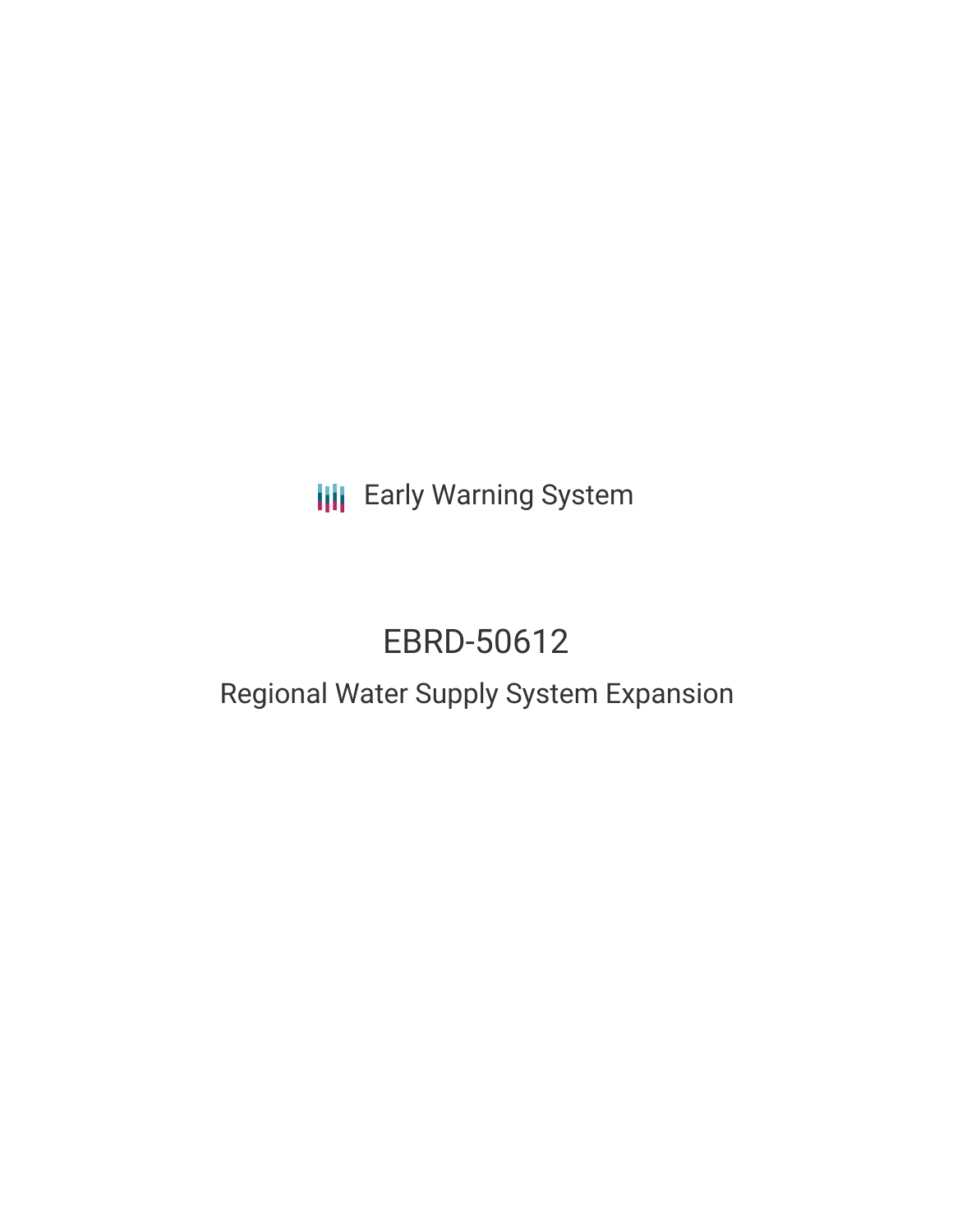Early Warning System

# EBRD-50612

## Regional Water Supply System Expansion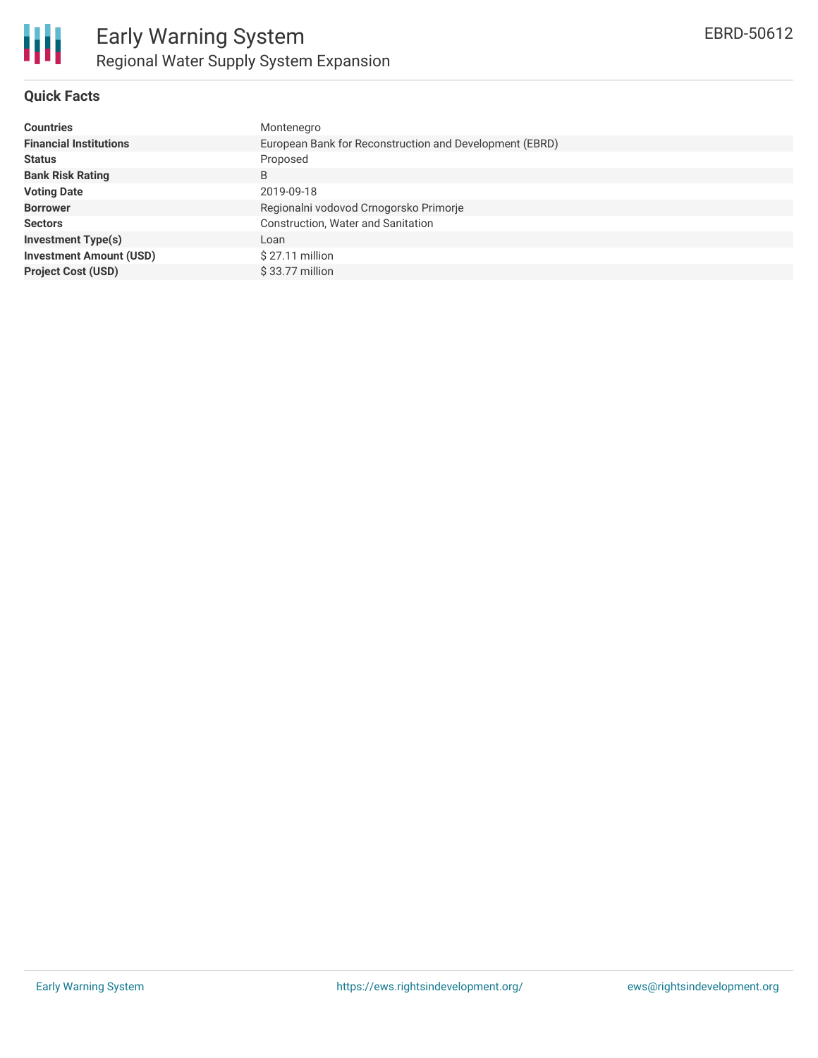# Early Warning System

## Regional Water Supply System Expansion

EBRD-50612

### Quick Facts

| | |
|---|---|
| **Countries** | Montenegro |
| **Financial Institutions** | European Bank for Reconstruction and Development (EBRD) |
| **Status** | Proposed |
| **Bank Risk Rating** | B |
| **Voting Date** | 2019-09-18 |
| **Borrower** | Regionalni vodovod Crnogorsko Primorje |
| **Sectors** | Construction, Water and Sanitation |
| **Investment Type(s)** | Loan |
| **Investment Amount (USD)** | $ 27.11 million |
| **Project Cost (USD)** | $ 33.77 million |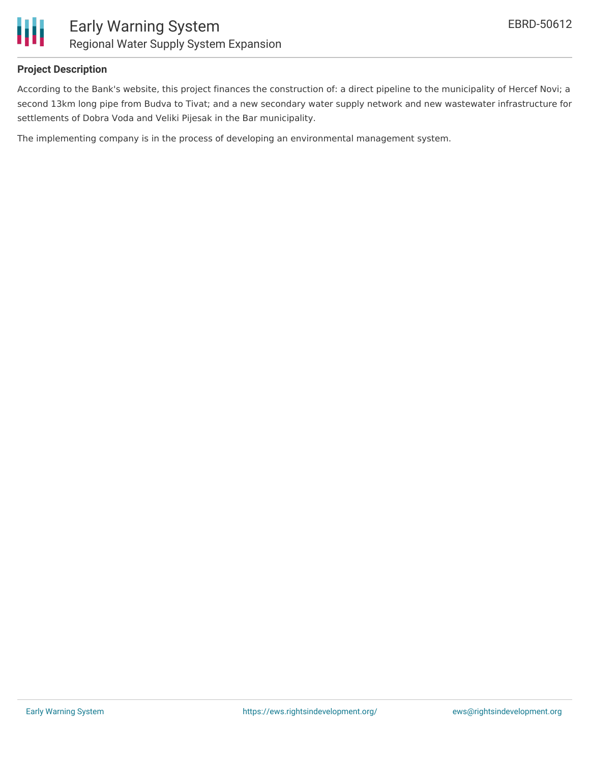## Project Description

According to the Bank's website, this project finances the construction of: a direct pipeline to the municipality of Hercef Novi; a second 13km long pipe from Budva to Tivat; and a new secondary water supply network and new wastewater infrastructure for settlements of Dobra Voda and Veliki Pijesak in the Bar municipality.

The implementing company is in the process of developing an environmental management system.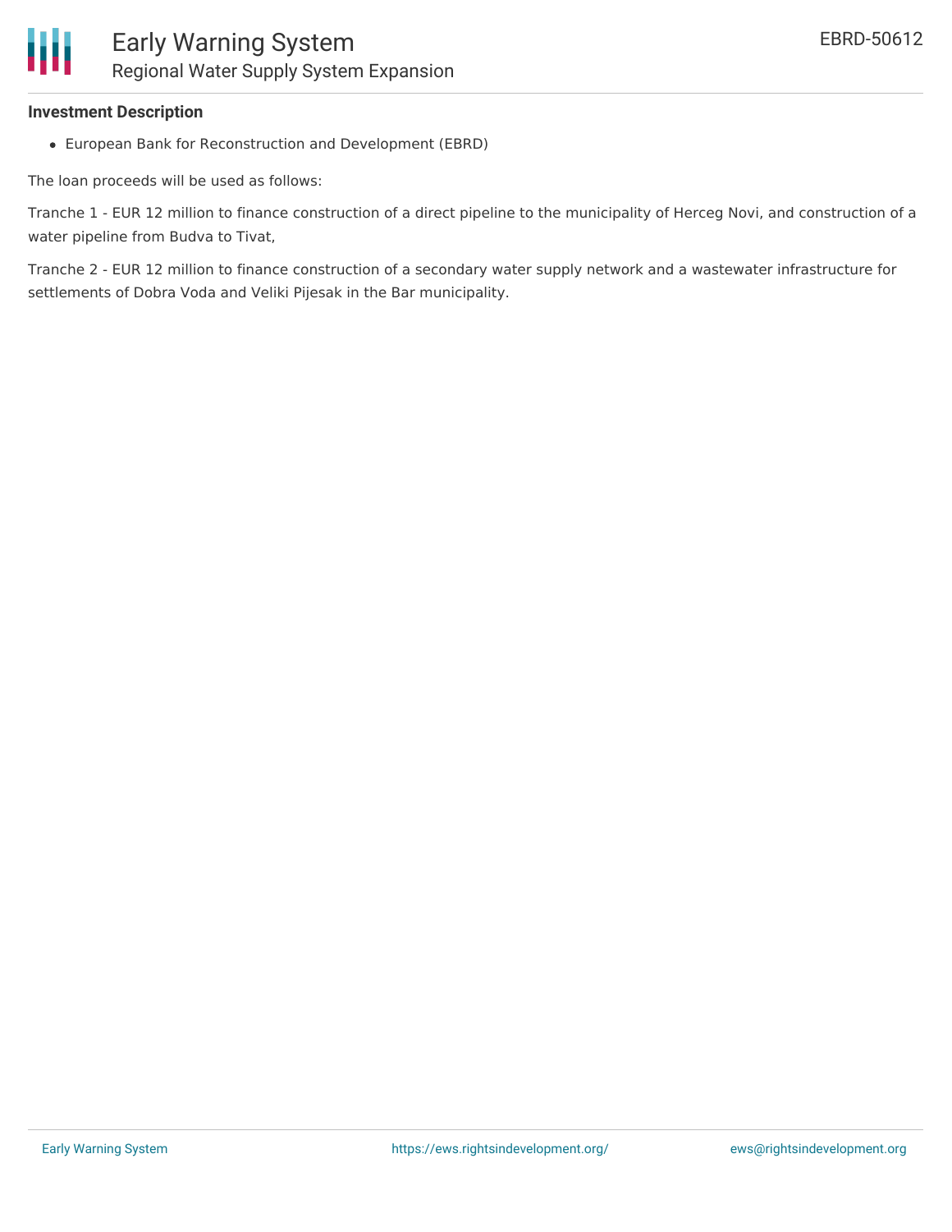**Investment Description**

- European Bank for Reconstruction and Development (EBRD)

The loan proceeds will be used as follows:

Tranche 1 - EUR 12 million to finance construction of a direct pipeline to the municipality of Herceg Novi, and construction of a water pipeline from Budva to Tivat,

Tranche 2 - EUR 12 million to finance construction of a secondary water supply network and a wastewater infrastructure for settlements of Dobra Voda and Veliki Pijesak in the Bar municipality.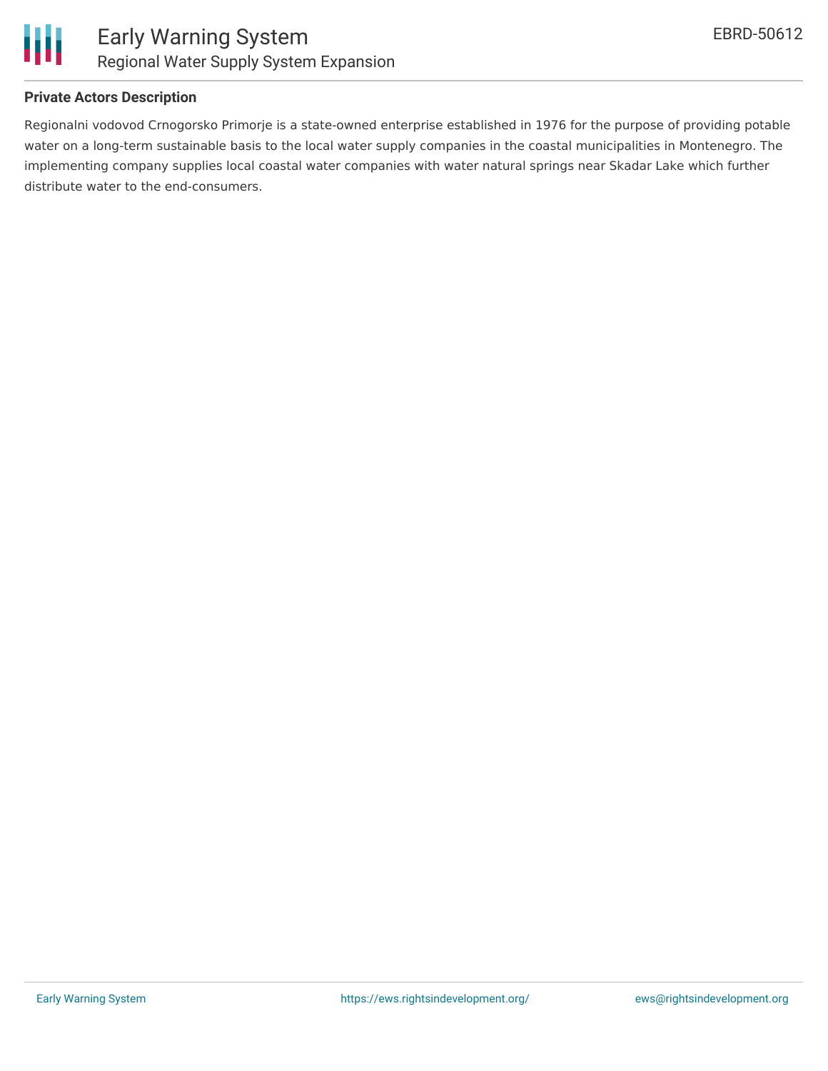**Private Actors Description**

Regionalni vodovod Crnogorsko Primorje is a state-owned enterprise established in 1976 for the purpose of providing potable water on a long-term sustainable basis to the local water supply companies in the coastal municipalities in Montenegro. The implementing company supplies local coastal water companies with water natural springs near Skadar Lake which further distribute water to the end-consumers.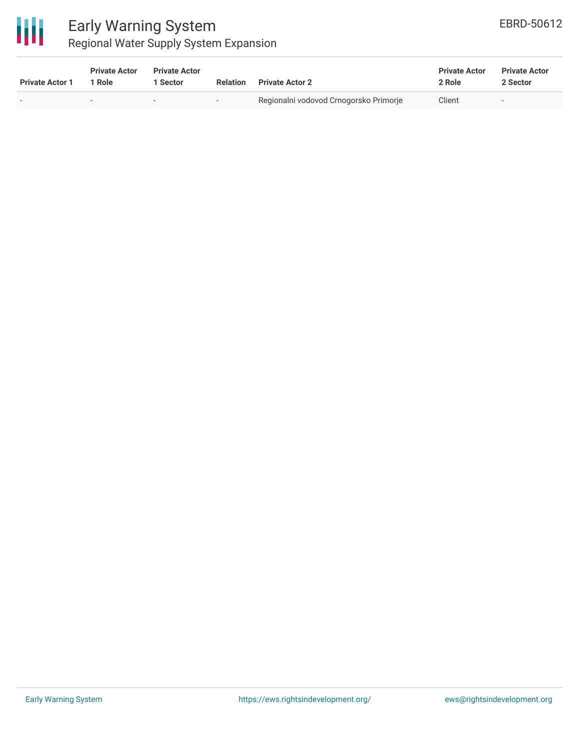| Private Actor 1 | Private Actor 1 Role | Private Actor 1 Sector | Relation | Private Actor 2 | Private Actor 2 Role | Private Actor 2 Sector |
|---|---|---|---|---|---|---|
| - | - | - | - | Regionalni vodovod Crnogorsko Primorje | Client | - |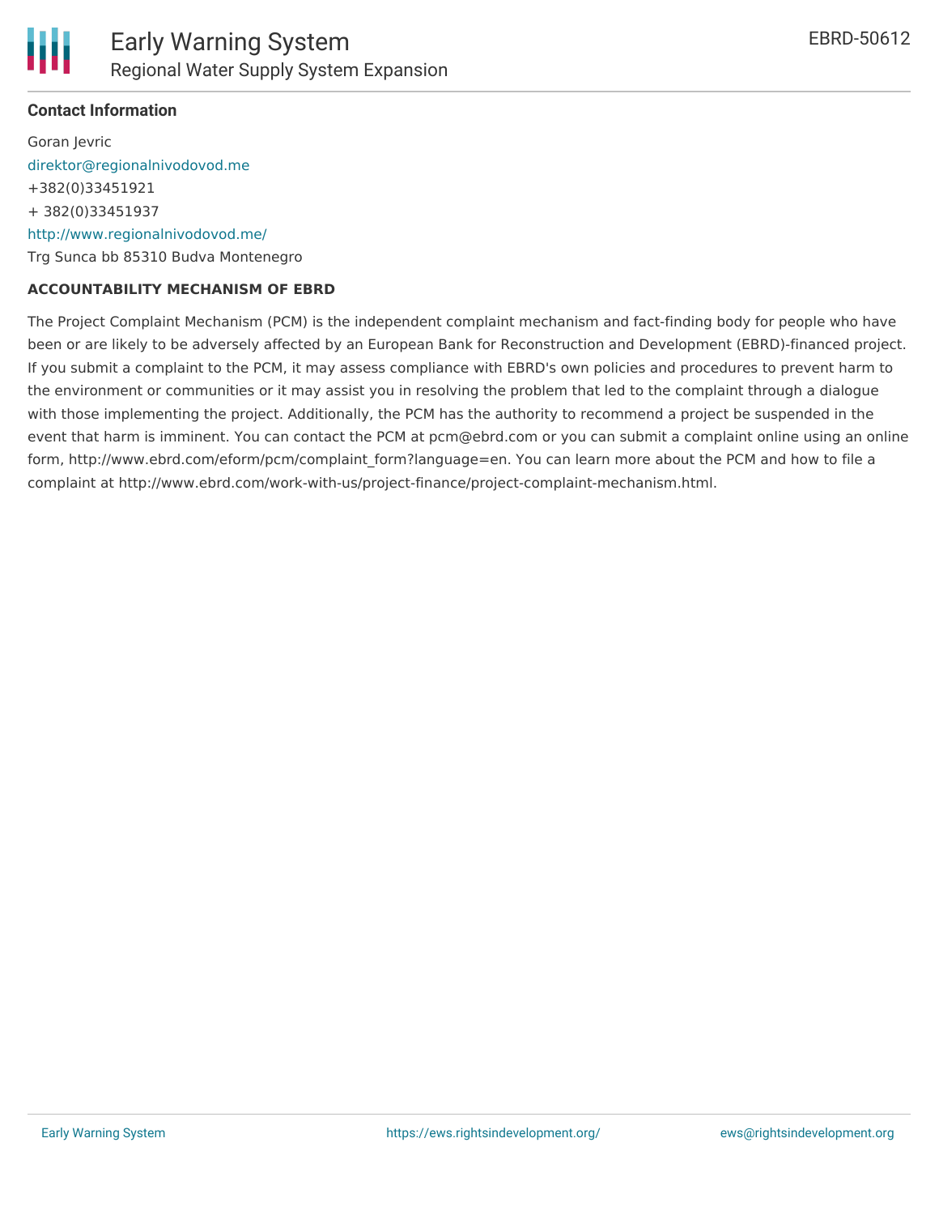#### Contact Information

Goran Jevric
direktor@regionalnivodovod.me
+382(0)33451921
+ 382(0)33451937
http://www.regionalnivodovod.me/
Trg Sunca bb 85310 Budva Montenegro

#### ACCOUNTABILITY MECHANISM OF EBRD

The Project Complaint Mechanism (PCM) is the independent complaint mechanism and fact-finding body for people who have been or are likely to be adversely affected by an European Bank for Reconstruction and Development (EBRD)-financed project. If you submit a complaint to the PCM, it may assess compliance with EBRD's own policies and procedures to prevent harm to the environment or communities or it may assist you in resolving the problem that led to the complaint through a dialogue with those implementing the project. Additionally, the PCM has the authority to recommend a project be suspended in the event that harm is imminent. You can contact the PCM at pcm@ebrd.com or you can submit a complaint online using an online form, http://www.ebrd.com/eform/pcm/complaint_form?language=en. You can learn more about the PCM and how to file a complaint at http://www.ebrd.com/work-with-us/project-finance/project-complaint-mechanism.html.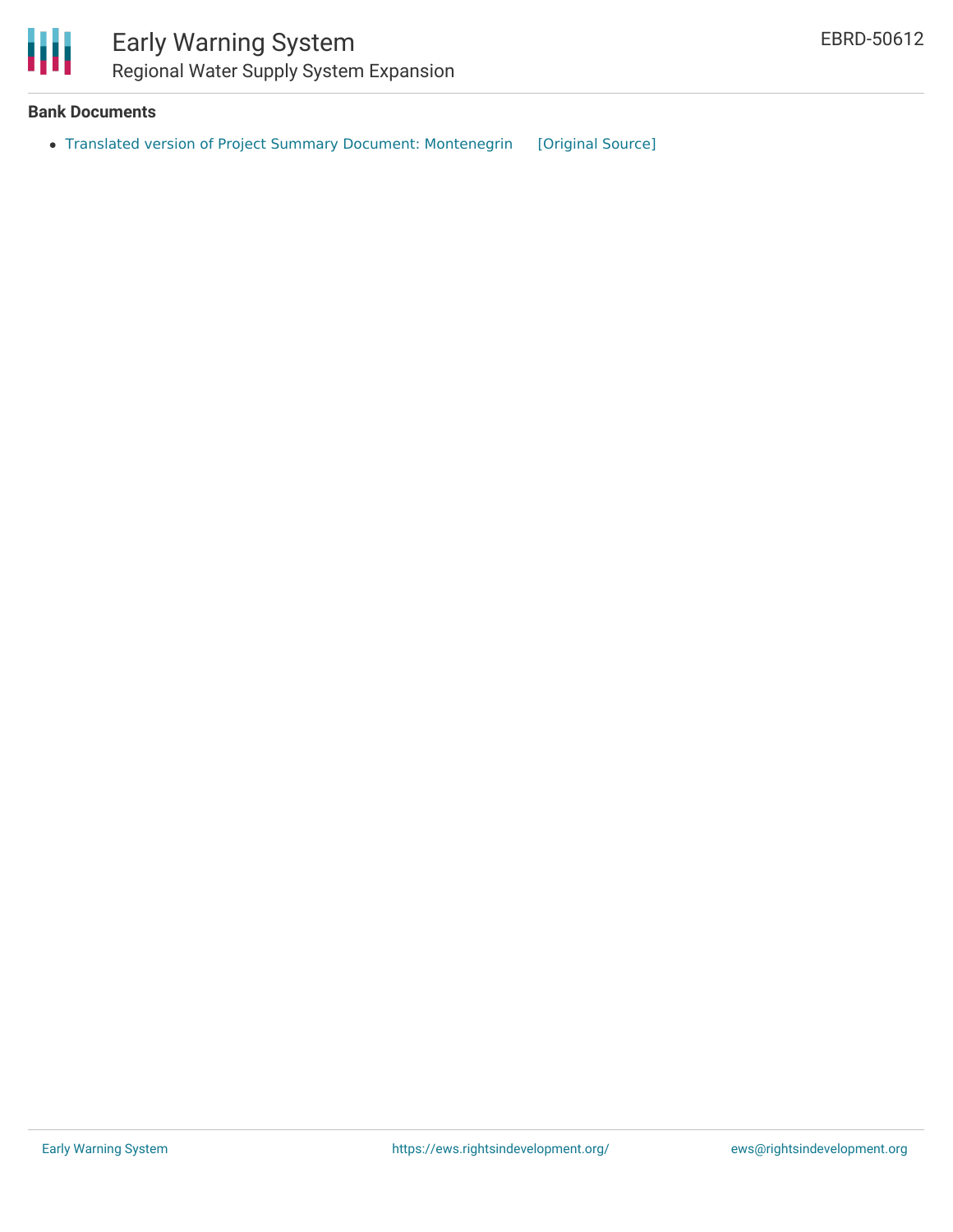**Bank Documents**

- Translated version of Project Summary Document: Montenegrin [Original Source]